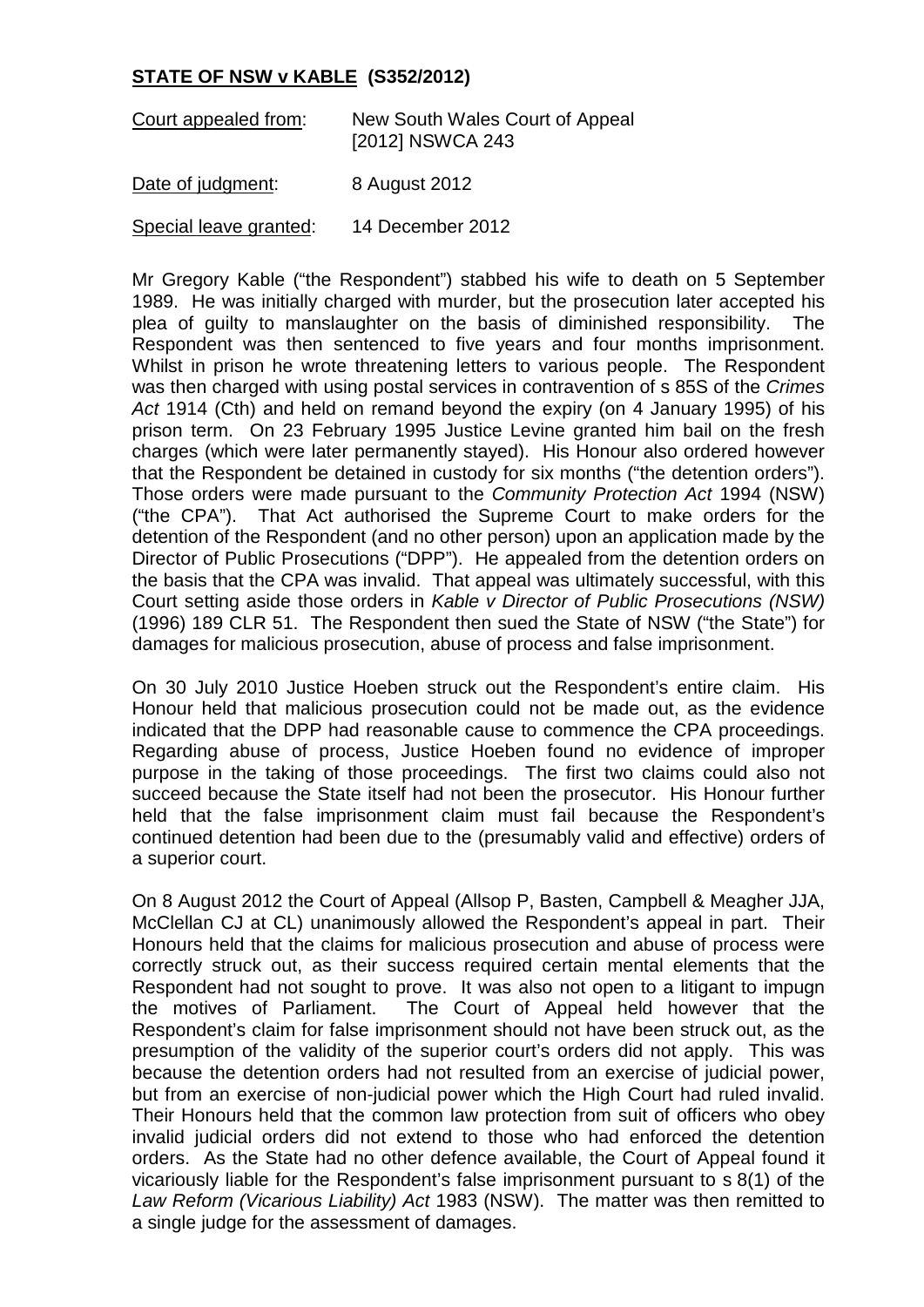## **STATE OF NSW v KABLE (S352/2012)**

| | |
|---|---|
| Court appealed from: | New South Wales Court of Appeal [2012] NSWCA 243 |
| Date of judgment: | 8 August 2012 |
| Special leave granted: | 14 December 2012 |

Mr Gregory Kable ("the Respondent") stabbed his wife to death on 5 September 1989. He was initially charged with murder, but the prosecution later accepted his plea of guilty to manslaughter on the basis of diminished responsibility. The Respondent was then sentenced to five years and four months imprisonment. Whilst in prison he wrote threatening letters to various people. The Respondent was then charged with using postal services in contravention of s 85S of the *Crimes Act* 1914 (Cth) and held on remand beyond the expiry (on 4 January 1995) of his prison term. On 23 February 1995 Justice Levine granted him bail on the fresh charges (which were later permanently stayed). His Honour also ordered however that the Respondent be detained in custody for six months ("the detention orders"). Those orders were made pursuant to the *Community Protection Act* 1994 (NSW) ("the CPA"). That Act authorised the Supreme Court to make orders for the detention of the Respondent (and no other person) upon an application made by the Director of Public Prosecutions ("DPP"). He appealed from the detention orders on the basis that the CPA was invalid. That appeal was ultimately successful, with this Court setting aside those orders in *Kable v Director of Public Prosecutions (NSW)* (1996) 189 CLR 51. The Respondent then sued the State of NSW ("the State") for damages for malicious prosecution, abuse of process and false imprisonment.

On 30 July 2010 Justice Hoeben struck out the Respondent's entire claim. His Honour held that malicious prosecution could not be made out, as the evidence indicated that the DPP had reasonable cause to commence the CPA proceedings. Regarding abuse of process, Justice Hoeben found no evidence of improper purpose in the taking of those proceedings. The first two claims could also not succeed because the State itself had not been the prosecutor. His Honour further held that the false imprisonment claim must fail because the Respondent's continued detention had been due to the (presumably valid and effective) orders of a superior court.

On 8 August 2012 the Court of Appeal (Allsop P, Basten, Campbell & Meagher JJA, McClellan CJ at CL) unanimously allowed the Respondent's appeal in part. Their Honours held that the claims for malicious prosecution and abuse of process were correctly struck out, as their success required certain mental elements that the Respondent had not sought to prove. It was also not open to a litigant to impugn the motives of Parliament. The Court of Appeal held however that the Respondent's claim for false imprisonment should not have been struck out, as the presumption of the validity of the superior court's orders did not apply. This was because the detention orders had not resulted from an exercise of judicial power, but from an exercise of non-judicial power which the High Court had ruled invalid. Their Honours held that the common law protection from suit of officers who obey invalid judicial orders did not extend to those who had enforced the detention orders. As the State had no other defence available, the Court of Appeal found it vicariously liable for the Respondent's false imprisonment pursuant to s 8(1) of the *Law Reform (Vicarious Liability) Act* 1983 (NSW). The matter was then remitted to a single judge for the assessment of damages.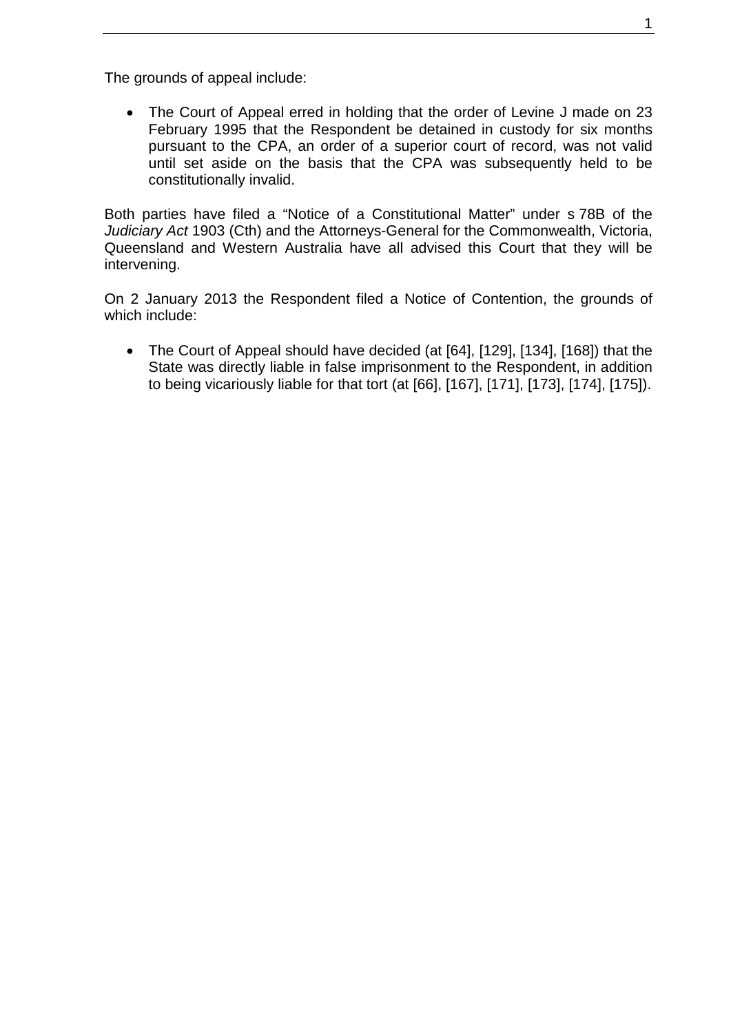The grounds of appeal include:

- The Court of Appeal erred in holding that the order of Levine J made on 23 February 1995 that the Respondent be detained in custody for six months pursuant to the CPA, an order of a superior court of record, was not valid until set aside on the basis that the CPA was subsequently held to be constitutionally invalid.

Both parties have filed a "Notice of a Constitutional Matter" under s 78B of the *Judiciary Act* 1903 (Cth) and the Attorneys-General for the Commonwealth, Victoria, Queensland and Western Australia have all advised this Court that they will be intervening.

On 2 January 2013 the Respondent filed a Notice of Contention, the grounds of which include:

- The Court of Appeal should have decided (at [64], [129], [134], [168]) that the State was directly liable in false imprisonment to the Respondent, in addition to being vicariously liable for that tort (at [66], [167], [171], [173], [174], [175]).